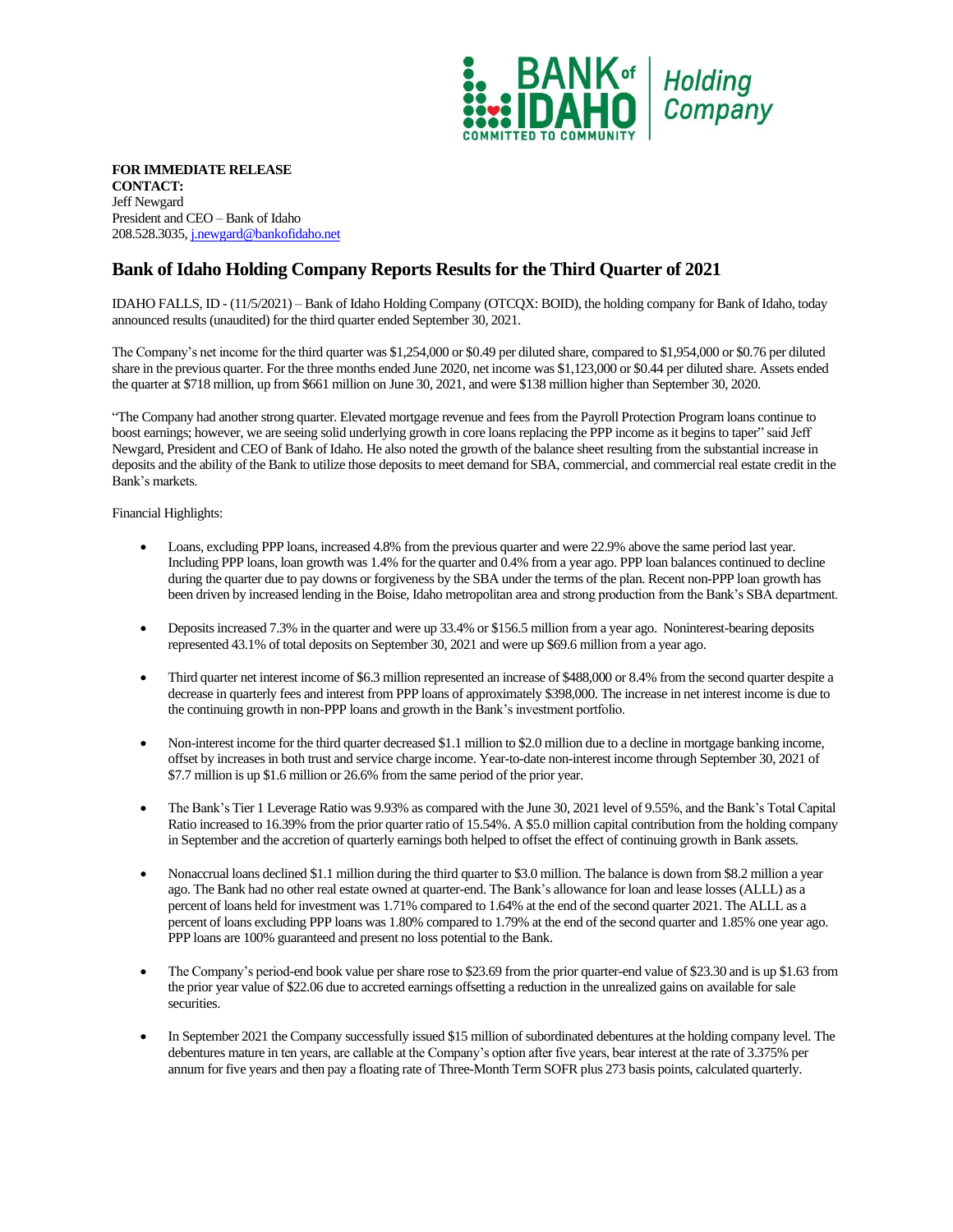**FOR IMMEDIATE RELEASE**
**CONTACT:**
Jeff Newgard
President and CEO – Bank of Idaho
208.528.3035, j.newgard@bankofidaho.net

# Bank of Idaho Holding Company Reports Results for the Third Quarter of 2021

IDAHO FALLS, ID - (11/5/2021) – Bank of Idaho Holding Company (OTCQX: BOID), the holding company for Bank of Idaho, today announced results (unaudited) for the third quarter ended September 30, 2021.

The Company's net income for the third quarter was $1,254,000 or $0.49 per diluted share, compared to $1,954,000 or $0.76 per diluted share in the previous quarter. For the three months ended June 2020, net income was $1,123,000 or $0.44 per diluted share. Assets ended the quarter at $718 million, up from $661 million on June 30, 2021, and were $138 million higher than September 30, 2020.

"The Company had another strong quarter. Elevated mortgage revenue and fees from the Payroll Protection Program loans continue to boost earnings; however, we are seeing solid underlying growth in core loans replacing the PPP income as it begins to taper" said Jeff Newgard, President and CEO of Bank of Idaho. He also noted the growth of the balance sheet resulting from the substantial increase in deposits and the ability of the Bank to utilize those deposits to meet demand for SBA, commercial, and commercial real estate credit in the Bank's markets.

Financial Highlights:

- Loans, excluding PPP loans, increased 4.8% from the previous quarter and were 22.9% above the same period last year. Including PPP loans, loan growth was 1.4% for the quarter and 0.4% from a year ago. PPP loan balances continued to decline during the quarter due to pay downs or forgiveness by the SBA under the terms of the plan. Recent non-PPP loan growth has been driven by increased lending in the Boise, Idaho metropolitan area and strong production from the Bank's SBA department.

- Deposits increased 7.3% in the quarter and were up 33.4% or $156.5 million from a year ago. Noninterest-bearing deposits represented 43.1% of total deposits on September 30, 2021 and were up $69.6 million from a year ago.

- Third quarter net interest income of $6.3 million represented an increase of $488,000 or 8.4% from the second quarter despite a decrease in quarterly fees and interest from PPP loans of approximately $398,000. The increase in net interest income is due to the continuing growth in non-PPP loans and growth in the Bank's investment portfolio.

- Non-interest income for the third quarter decreased $1.1 million to $2.0 million due to a decline in mortgage banking income, offset by increases in both trust and service charge income. Year-to-date non-interest income through September 30, 2021 of $7.7 million is up $1.6 million or 26.6% from the same period of the prior year.

- The Bank's Tier 1 Leverage Ratio was 9.93% as compared with the June 30, 2021 level of 9.55%, and the Bank's Total Capital Ratio increased to 16.39% from the prior quarter ratio of 15.54%. A $5.0 million capital contribution from the holding company in September and the accretion of quarterly earnings both helped to offset the effect of continuing growth in Bank assets.

- Nonaccrual loans declined $1.1 million during the third quarter to $3.0 million. The balance is down from $8.2 million a year ago. The Bank had no other real estate owned at quarter-end. The Bank's allowance for loan and lease losses (ALLL) as a percent of loans held for investment was 1.71% compared to 1.64% at the end of the second quarter 2021. The ALLL as a percent of loans excluding PPP loans was 1.80% compared to 1.79% at the end of the second quarter and 1.85% one year ago. PPP loans are 100% guaranteed and present no loss potential to the Bank.

- The Company's period-end book value per share rose to $23.69 from the prior quarter-end value of $23.30 and is up $1.63 from the prior year value of $22.06 due to accreted earnings offsetting a reduction in the unrealized gains on available for sale securities.

- In September 2021 the Company successfully issued $15 million of subordinated debentures at the holding company level. The debentures mature in ten years, are callable at the Company's option after five years, bear interest at the rate of 3.375% per annum for five years and then pay a floating rate of Three-Month Term SOFR plus 273 basis points, calculated quarterly.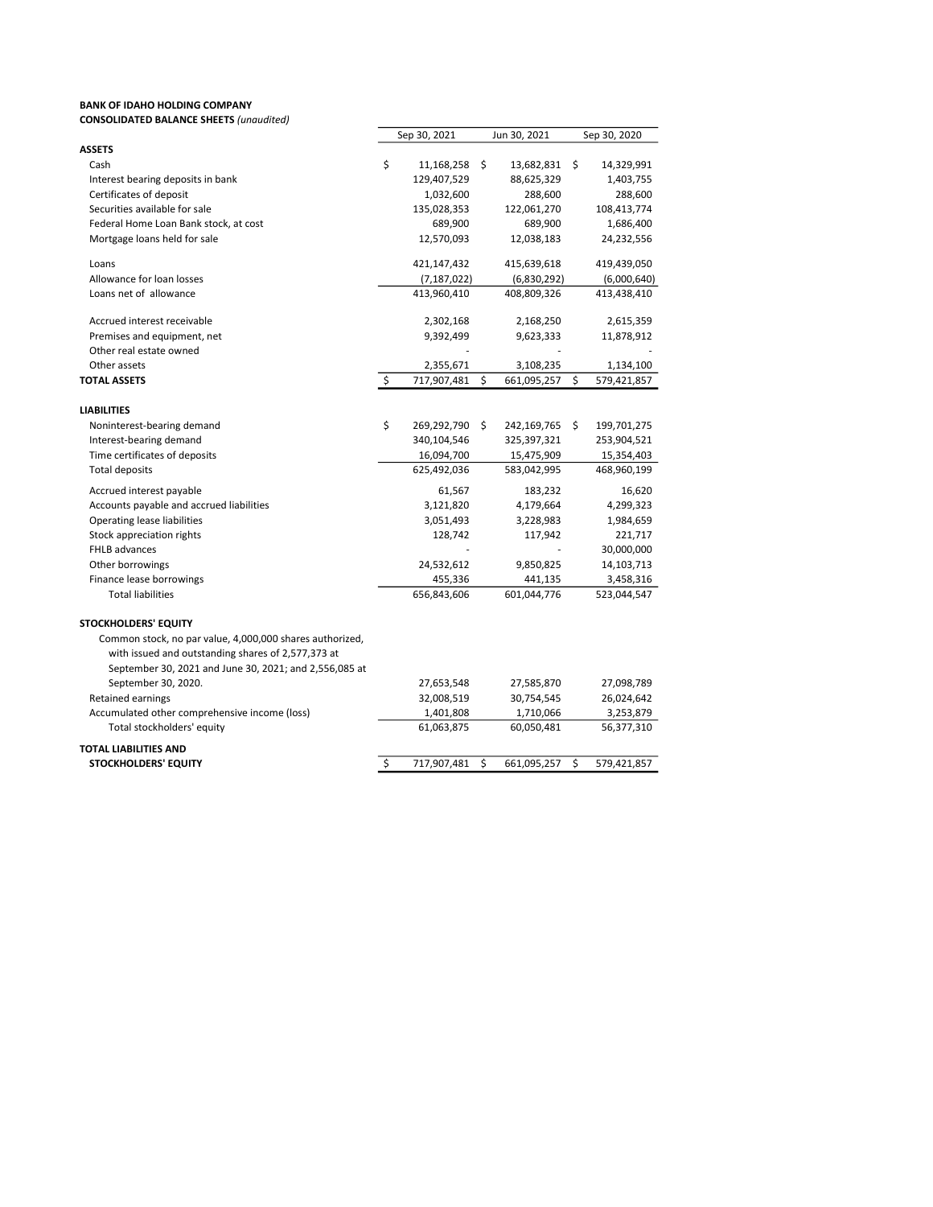**BANK OF IDAHO HOLDING COMPANY**
**CONSOLIDATED BALANCE SHEETS** *(unaudited)*

| | Sep 30, 2021 | Jun 30, 2021 | Sep 30, 2020 |
|---|---|---|---|
| **ASSETS** | | | |
| Cash | $ 11,168,258 | $ 13,682,831 | $ 14,329,991 |
| Interest bearing deposits in bank | 129,407,529 | 88,625,329 | 1,403,755 |
| Certificates of deposit | 1,032,600 | 288,600 | 288,600 |
| Securities available for sale | 135,028,353 | 122,061,270 | 108,413,774 |
| Federal Home Loan Bank stock, at cost | 689,900 | 689,900 | 1,686,400 |
| Mortgage loans held for sale | 12,570,093 | 12,038,183 | 24,232,556 |
| Loans | 421,147,432 | 415,639,618 | 419,439,050 |
| Allowance for loan losses | (7,187,022) | (6,830,292) | (6,000,640) |
| Loans net of allowance | 413,960,410 | 408,809,326 | 413,438,410 |
| Accrued interest receivable | 2,302,168 | 2,168,250 | 2,615,359 |
| Premises and equipment, net | 9,392,499 | 9,623,333 | 11,878,912 |
| Other real estate owned | - | - | - |
| Other assets | 2,355,671 | 3,108,235 | 1,134,100 |
| **TOTAL ASSETS** | $ 717,907,481 | $ 661,095,257 | $ 579,421,857 |
| **LIABILITIES** | | | |
| Noninterest-bearing demand | $ 269,292,790 | $ 242,169,765 | $ 199,701,275 |
| Interest-bearing demand | 340,104,546 | 325,397,321 | 253,904,521 |
| Time certificates of deposits | 16,094,700 | 15,475,909 | 15,354,403 |
| Total deposits | 625,492,036 | 583,042,995 | 468,960,199 |
| Accrued interest payable | 61,567 | 183,232 | 16,620 |
| Accounts payable and accrued liabilities | 3,121,820 | 4,179,664 | 4,299,323 |
| Operating lease liabilities | 3,051,493 | 3,228,983 | 1,984,659 |
| Stock appreciation rights | 128,742 | 117,942 | 221,717 |
| FHLB advances | - | - | 30,000,000 |
| Other borrowings | 24,532,612 | 9,850,825 | 14,103,713 |
| Finance lease borrowings | 455,336 | 441,135 | 3,458,316 |
| Total liabilities | 656,843,606 | 601,044,776 | 523,044,547 |
| **STOCKHOLDERS' EQUITY** | | | |
| Common stock, no par value, 4,000,000 shares authorized, with issued and outstanding shares of 2,577,373 at September 30, 2021 and June 30, 2021; and 2,556,085 at September 30, 2020. | 27,653,548 | 27,585,870 | 27,098,789 |
| Retained earnings | 32,008,519 | 30,754,545 | 26,024,642 |
| Accumulated other comprehensive income (loss) | 1,401,808 | 1,710,066 | 3,253,879 |
| Total stockholders' equity | 61,063,875 | 60,050,481 | 56,377,310 |
| **TOTAL LIABILITIES AND STOCKHOLDERS' EQUITY** | $ 717,907,481 | $ 661,095,257 | $ 579,421,857 |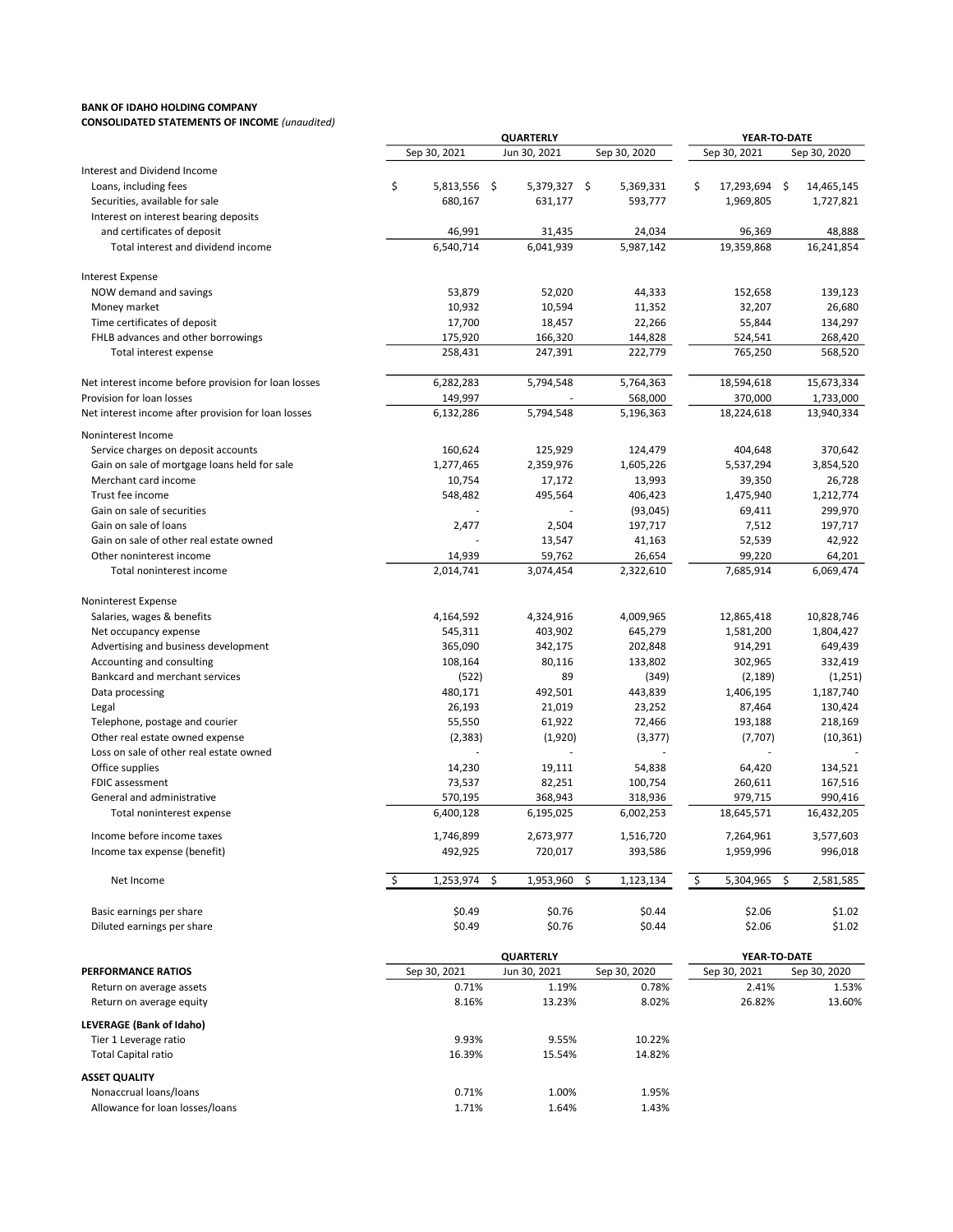**BANK OF IDAHO HOLDING COMPANY**
**CONSOLIDATED STATEMENTS OF INCOME** *(unaudited)*

| | QUARTERLY | | | YEAR-TO-DATE | |
|---|---|---|---|---|---|
| | Sep 30, 2021 | Jun 30, 2021 | Sep 30, 2020 | Sep 30, 2021 | Sep 30, 2020 |
| Interest and Dividend Income | | | | | |
| Loans, including fees | $ 5,813,556 | $ 5,379,327 | $ 5,369,331 | $ 17,293,694 | $ 14,465,145 |
| Securities, available for sale | 680,167 | 631,177 | 593,777 | 1,969,805 | 1,727,821 |
| Interest on interest bearing deposits and certificates of deposit | 46,991 | 31,435 | 24,034 | 96,369 | 48,888 |
| Total interest and dividend income | 6,540,714 | 6,041,939 | 5,987,142 | 19,359,868 | 16,241,854 |
| Interest Expense | | | | | |
| NOW demand and savings | 53,879 | 52,020 | 44,333 | 152,658 | 139,123 |
| Money market | 10,932 | 10,594 | 11,352 | 32,207 | 26,680 |
| Time certificates of deposit | 17,700 | 18,457 | 22,266 | 55,844 | 134,297 |
| FHLB advances and other borrowings | 175,920 | 166,320 | 144,828 | 524,541 | 268,420 |
| Total interest expense | 258,431 | 247,391 | 222,779 | 765,250 | 568,520 |
| Net interest income before provision for loan losses | 6,282,283 | 5,794,548 | 5,764,363 | 18,594,618 | 15,673,334 |
| Provision for loan losses | 149,997 | - | 568,000 | 370,000 | 1,733,000 |
| Net interest income after provision for loan losses | 6,132,286 | 5,794,548 | 5,196,363 | 18,224,618 | 13,940,334 |
| Noninterest Income | | | | | |
| Service charges on deposit accounts | 160,624 | 125,929 | 124,479 | 404,648 | 370,642 |
| Gain on sale of mortgage loans held for sale | 1,277,465 | 2,359,976 | 1,605,226 | 5,537,294 | 3,854,520 |
| Merchant card income | 10,754 | 17,172 | 13,993 | 39,350 | 26,728 |
| Trust fee income | 548,482 | 495,564 | 406,423 | 1,475,940 | 1,212,774 |
| Gain on sale of securities | - | - | (93,045) | 69,411 | 299,970 |
| Gain on sale of loans | 2,477 | 2,504 | 197,717 | 7,512 | 197,717 |
| Gain on sale of other real estate owned | - | 13,547 | 41,163 | 52,539 | 42,922 |
| Other noninterest income | 14,939 | 59,762 | 26,654 | 99,220 | 64,201 |
| Total noninterest income | 2,014,741 | 3,074,454 | 2,322,610 | 7,685,914 | 6,069,474 |
| Noninterest Expense | | | | | |
| Salaries, wages & benefits | 4,164,592 | 4,324,916 | 4,009,965 | 12,865,418 | 10,828,746 |
| Net occupancy expense | 545,311 | 403,902 | 645,279 | 1,581,200 | 1,804,427 |
| Advertising and business development | 365,090 | 342,175 | 202,848 | 914,291 | 649,439 |
| Accounting and consulting | 108,164 | 80,116 | 133,802 | 302,965 | 332,419 |
| Bankcard and merchant services | (522) | 89 | (349) | (2,189) | (1,251) |
| Data processing | 480,171 | 492,501 | 443,839 | 1,406,195 | 1,187,740 |
| Legal | 26,193 | 21,019 | 23,252 | 87,464 | 130,424 |
| Telephone, postage and courier | 55,550 | 61,922 | 72,466 | 193,188 | 218,169 |
| Other real estate owned expense | (2,383) | (1,920) | (3,377) | (7,707) | (10,361) |
| Loss on sale of other real estate owned | - | - | - | - | - |
| Office supplies | 14,230 | 19,111 | 54,838 | 64,420 | 134,521 |
| FDIC assessment | 73,537 | 82,251 | 100,754 | 260,611 | 167,516 |
| General and administrative | 570,195 | 368,943 | 318,936 | 979,715 | 990,416 |
| Total noninterest expense | 6,400,128 | 6,195,025 | 6,002,253 | 18,645,571 | 16,432,205 |
| Income before income taxes | 1,746,899 | 2,673,977 | 1,516,720 | 7,264,961 | 3,577,603 |
| Income tax expense (benefit) | 492,925 | 720,017 | 393,586 | 1,959,996 | 996,018 |
| Net Income | $ 1,253,974 | $ 1,953,960 | $ 1,123,134 | $ 5,304,965 | $ 2,581,585 |
| Basic earnings per share | $0.49 | $0.76 | $0.44 | $2.06 | $1.02 |
| Diluted earnings per share | $0.49 | $0.76 | $0.44 | $2.06 | $1.02 |

| | QUARTERLY | | | YEAR-TO-DATE | |
|---|---|---|---|---|---|
| **PERFORMANCE RATIOS** | Sep 30, 2021 | Jun 30, 2021 | Sep 30, 2020 | Sep 30, 2021 | Sep 30, 2020 |
| Return on average assets | 0.71% | 1.19% | 0.78% | 2.41% | 1.53% |
| Return on average equity | 8.16% | 13.23% | 8.02% | 26.82% | 13.60% |
| **LEVERAGE (Bank of Idaho)** | | | | | |
| Tier 1 Leverage ratio | 9.93% | 9.55% | 10.22% | | |
| Total Capital ratio | 16.39% | 15.54% | 14.82% | | |
| **ASSET QUALITY** | | | | | |
| Nonaccrual loans/loans | 0.71% | 1.00% | 1.95% | | |
| Allowance for loan losses/loans | 1.71% | 1.64% | 1.43% | | |